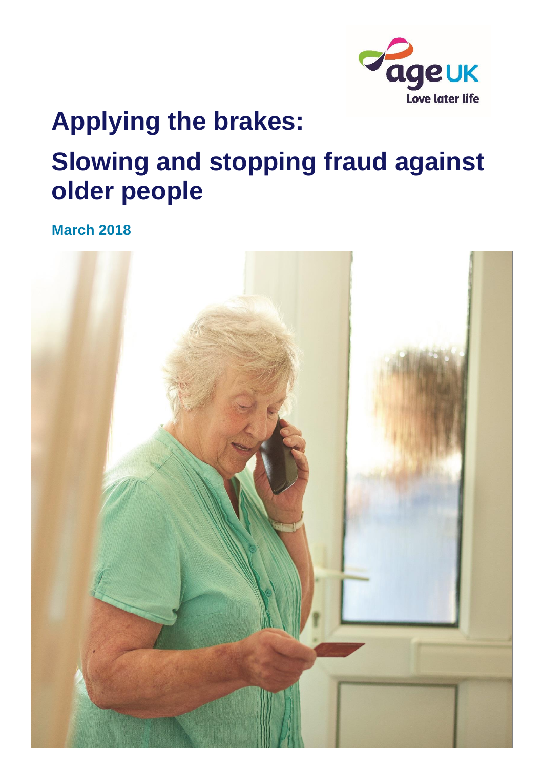age UK
Love later life

# Applying the brakes:

# Slowing and stopping fraud against older people

**March 2018**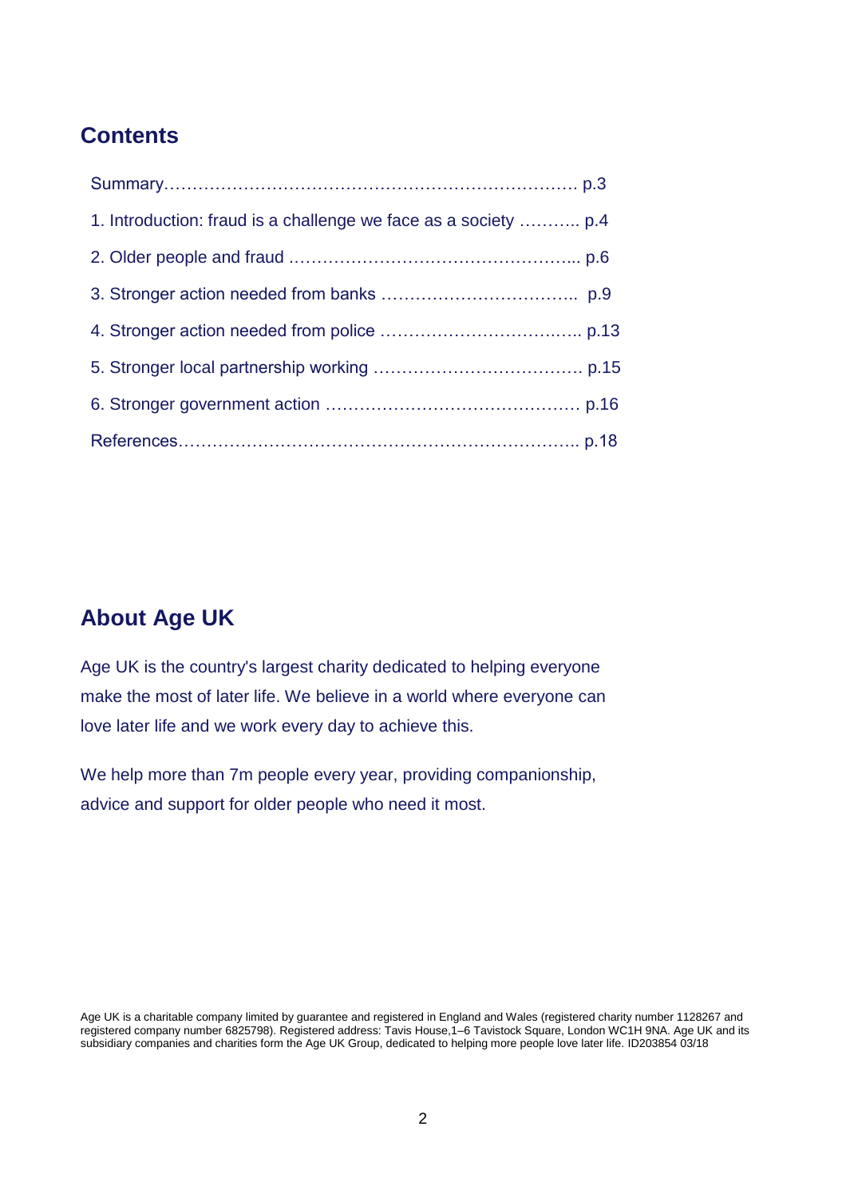## Contents

Summary………………………………………………………………. p.3

1. Introduction: fraud is a challenge we face as a society ……….. p.4

2. Older people and fraud …………………………………………... p.6

3. Stronger action needed from banks …………………………….. p.9

4. Stronger action needed from police ……………………………... p.13

5. Stronger local partnership working ………………………………. p.15

6. Stronger government action ……………………………………… p.16

References…………………………………………………………….. p.18

## About Age UK

Age UK is the country's largest charity dedicated to helping everyone make the most of later life. We believe in a world where everyone can love later life and we work every day to achieve this.

We help more than 7m people every year, providing companionship, advice and support for older people who need it most.

Age UK is a charitable company limited by guarantee and registered in England and Wales (registered charity number 1128267 and registered company number 6825798). Registered address: Tavis House,1–6 Tavistock Square, London WC1H 9NA. Age UK and its subsidiary companies and charities form the Age UK Group, dedicated to helping more people love later life. ID203854 03/18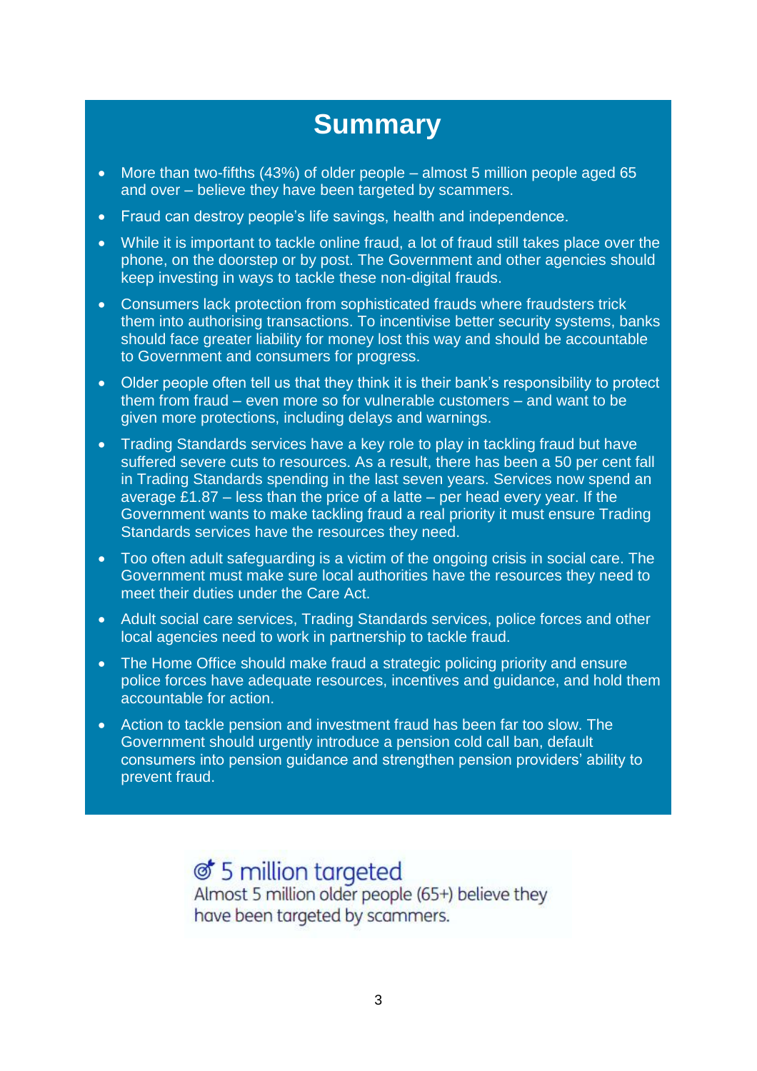# Summary

- More than two-fifths (43%) of older people – almost 5 million people aged 65 and over – believe they have been targeted by scammers.
- Fraud can destroy people's life savings, health and independence.
- While it is important to tackle online fraud, a lot of fraud still takes place over the phone, on the doorstep or by post. The Government and other agencies should keep investing in ways to tackle these non-digital frauds.
- Consumers lack protection from sophisticated frauds where fraudsters trick them into authorising transactions. To incentivise better security systems, banks should face greater liability for money lost this way and should be accountable to Government and consumers for progress.
- Older people often tell us that they think it is their bank's responsibility to protect them from fraud – even more so for vulnerable customers – and want to be given more protections, including delays and warnings.
- Trading Standards services have a key role to play in tackling fraud but have suffered severe cuts to resources. As a result, there has been a 50 per cent fall in Trading Standards spending in the last seven years. Services now spend an average £1.87 – less than the price of a latte – per head every year. If the Government wants to make tackling fraud a real priority it must ensure Trading Standards services have the resources they need.
- Too often adult safeguarding is a victim of the ongoing crisis in social care. The Government must make sure local authorities have the resources they need to meet their duties under the Care Act.
- Adult social care services, Trading Standards services, police forces and other local agencies need to work in partnership to tackle fraud.
- The Home Office should make fraud a strategic policing priority and ensure police forces have adequate resources, incentives and guidance, and hold them accountable for action.
- Action to tackle pension and investment fraud has been far too slow. The Government should urgently introduce a pension cold call ban, default consumers into pension guidance and strengthen pension providers' ability to prevent fraud.

**5 million targeted**

Almost 5 million older people (65+) believe they have been targeted by scammers.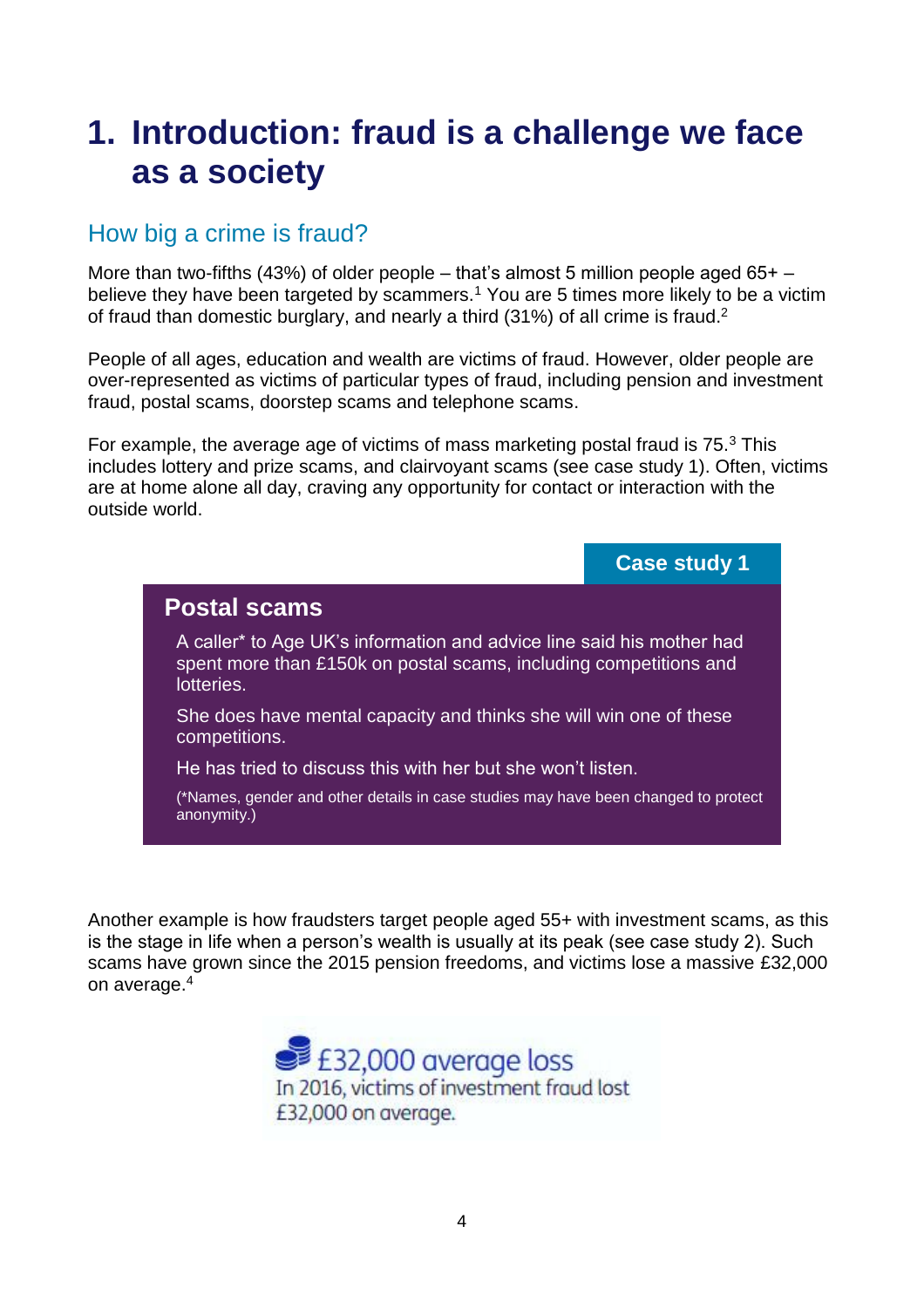# 1. Introduction: fraud is a challenge we face as a society

## How big a crime is fraud?

More than two-fifths (43%) of older people – that's almost 5 million people aged 65+ – believe they have been targeted by scammers.[1] You are 5 times more likely to be a victim of fraud than domestic burglary, and nearly a third (31%) of all crime is fraud.[2]

People of all ages, education and wealth are victims of fraud. However, older people are over-represented as victims of particular types of fraud, including pension and investment fraud, postal scams, doorstep scams and telephone scams.

For example, the average age of victims of mass marketing postal fraud is 75.[3] This includes lottery and prize scams, and clairvoyant scams (see case study 1). Often, victims are at home alone all day, craving any opportunity for contact or interaction with the outside world.

**Case study 1**

### Postal scams

A caller* to Age UK's information and advice line said his mother had spent more than £150k on postal scams, including competitions and lotteries.

She does have mental capacity and thinks she will win one of these competitions.

He has tried to discuss this with her but she won't listen.

(*Names, gender and other details in case studies may have been changed to protect anonymity.)

Another example is how fraudsters target people aged 55+ with investment scams, as this is the stage in life when a person's wealth is usually at its peak (see case study 2). Such scams have grown since the 2015 pension freedoms, and victims lose a massive £32,000 on average.[4]

**£32,000 average loss**
In 2016, victims of investment fraud lost £32,000 on average.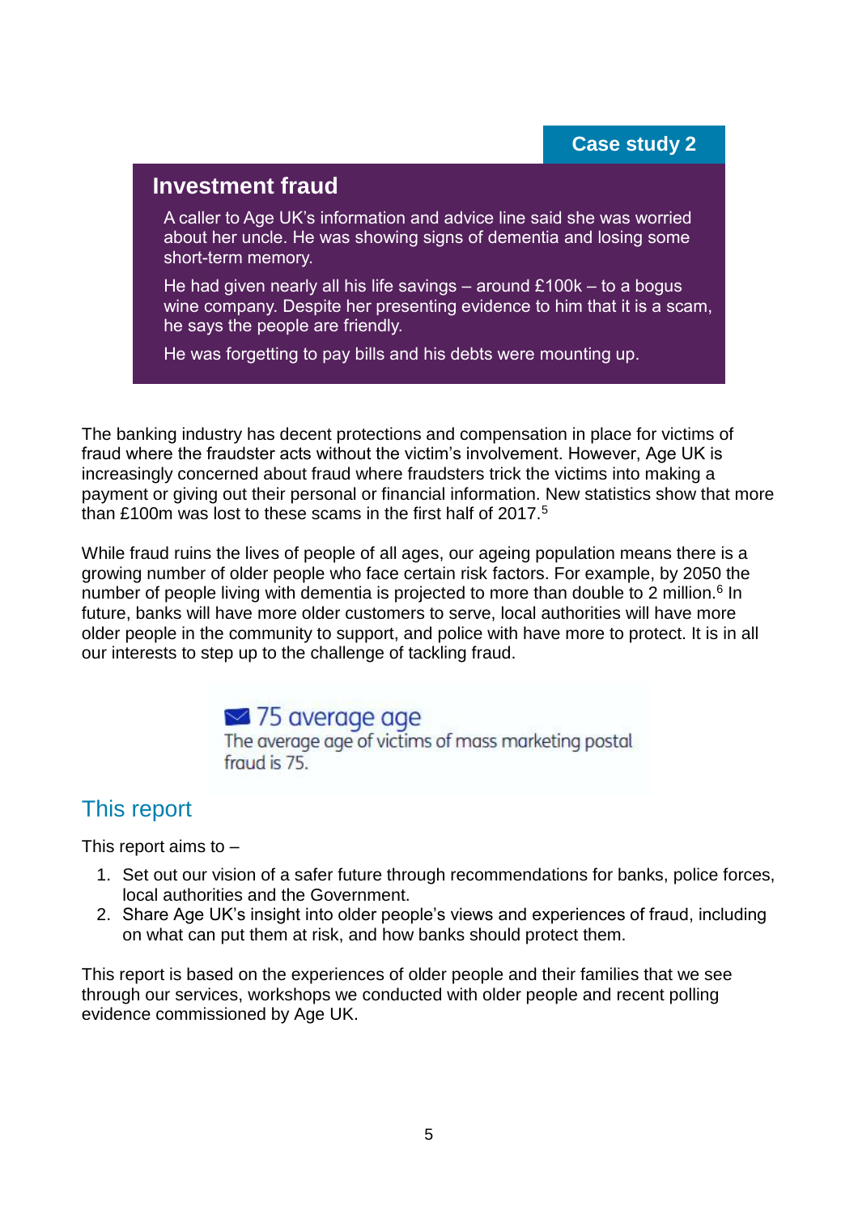**Case study 2**

## Investment fraud

A caller to Age UK's information and advice line said she was worried about her uncle. He was showing signs of dementia and losing some short-term memory.

He had given nearly all his life savings – around £100k – to a bogus wine company. Despite her presenting evidence to him that it is a scam, he says the people are friendly.

He was forgetting to pay bills and his debts were mounting up.

The banking industry has decent protections and compensation in place for victims of fraud where the fraudster acts without the victim's involvement. However, Age UK is increasingly concerned about fraud where fraudsters trick the victims into making a payment or giving out their personal or financial information. New statistics show that more than £100m was lost to these scams in the first half of 2017.[5]

While fraud ruins the lives of people of all ages, our ageing population means there is a growing number of older people who face certain risk factors. For example, by 2050 the number of people living with dementia is projected to more than double to 2 million.[6] In future, banks will have more older customers to serve, local authorities will have more older people in the community to support, and police with have more to protect. It is in all our interests to step up to the challenge of tackling fraud.

**75 average age**
The average age of victims of mass marketing postal fraud is 75.

## This report

This report aims to –

1. Set out our vision of a safer future through recommendations for banks, police forces, local authorities and the Government.
2. Share Age UK's insight into older people's views and experiences of fraud, including on what can put them at risk, and how banks should protect them.

This report is based on the experiences of older people and their families that we see through our services, workshops we conducted with older people and recent polling evidence commissioned by Age UK.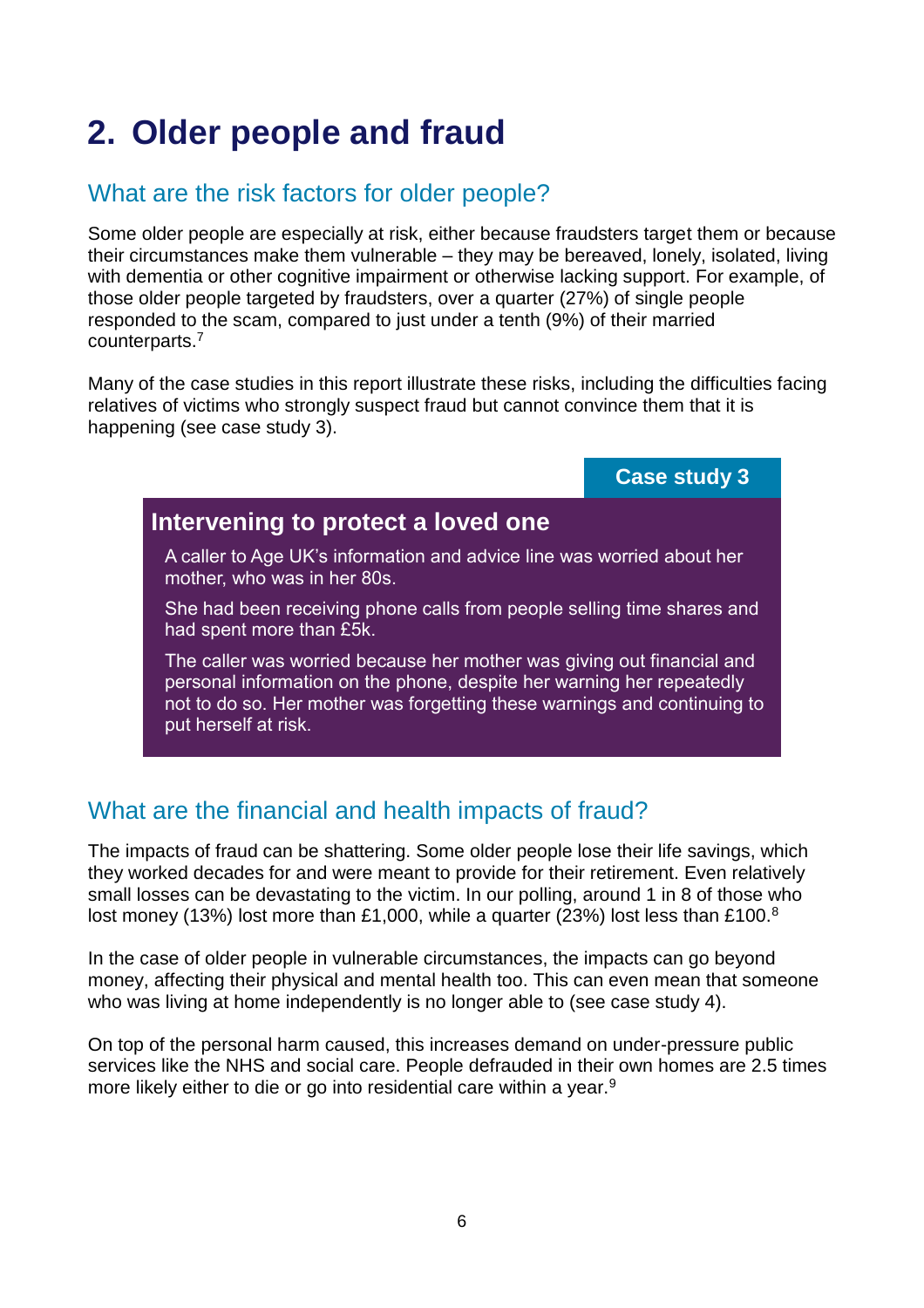# 2. Older people and fraud

## What are the risk factors for older people?

Some older people are especially at risk, either because fraudsters target them or because their circumstances make them vulnerable – they may be bereaved, lonely, isolated, living with dementia or other cognitive impairment or otherwise lacking support. For example, of those older people targeted by fraudsters, over a quarter (27%) of single people responded to the scam, compared to just under a tenth (9%) of their married counterparts.[7]

Many of the case studies in this report illustrate these risks, including the difficulties facing relatives of victims who strongly suspect fraud but cannot convince them that it is happening (see case study 3).

**Case study 3**

### Intervening to protect a loved one

A caller to Age UK's information and advice line was worried about her mother, who was in her 80s.

She had been receiving phone calls from people selling time shares and had spent more than £5k.

The caller was worried because her mother was giving out financial and personal information on the phone, despite her warning her repeatedly not to do so. Her mother was forgetting these warnings and continuing to put herself at risk.

## What are the financial and health impacts of fraud?

The impacts of fraud can be shattering. Some older people lose their life savings, which they worked decades for and were meant to provide for their retirement. Even relatively small losses can be devastating to the victim. In our polling, around 1 in 8 of those who lost money (13%) lost more than £1,000, while a quarter (23%) lost less than £100.[8]

In the case of older people in vulnerable circumstances, the impacts can go beyond money, affecting their physical and mental health too. This can even mean that someone who was living at home independently is no longer able to (see case study 4).

On top of the personal harm caused, this increases demand on under-pressure public services like the NHS and social care. People defrauded in their own homes are 2.5 times more likely either to die or go into residential care within a year.[9]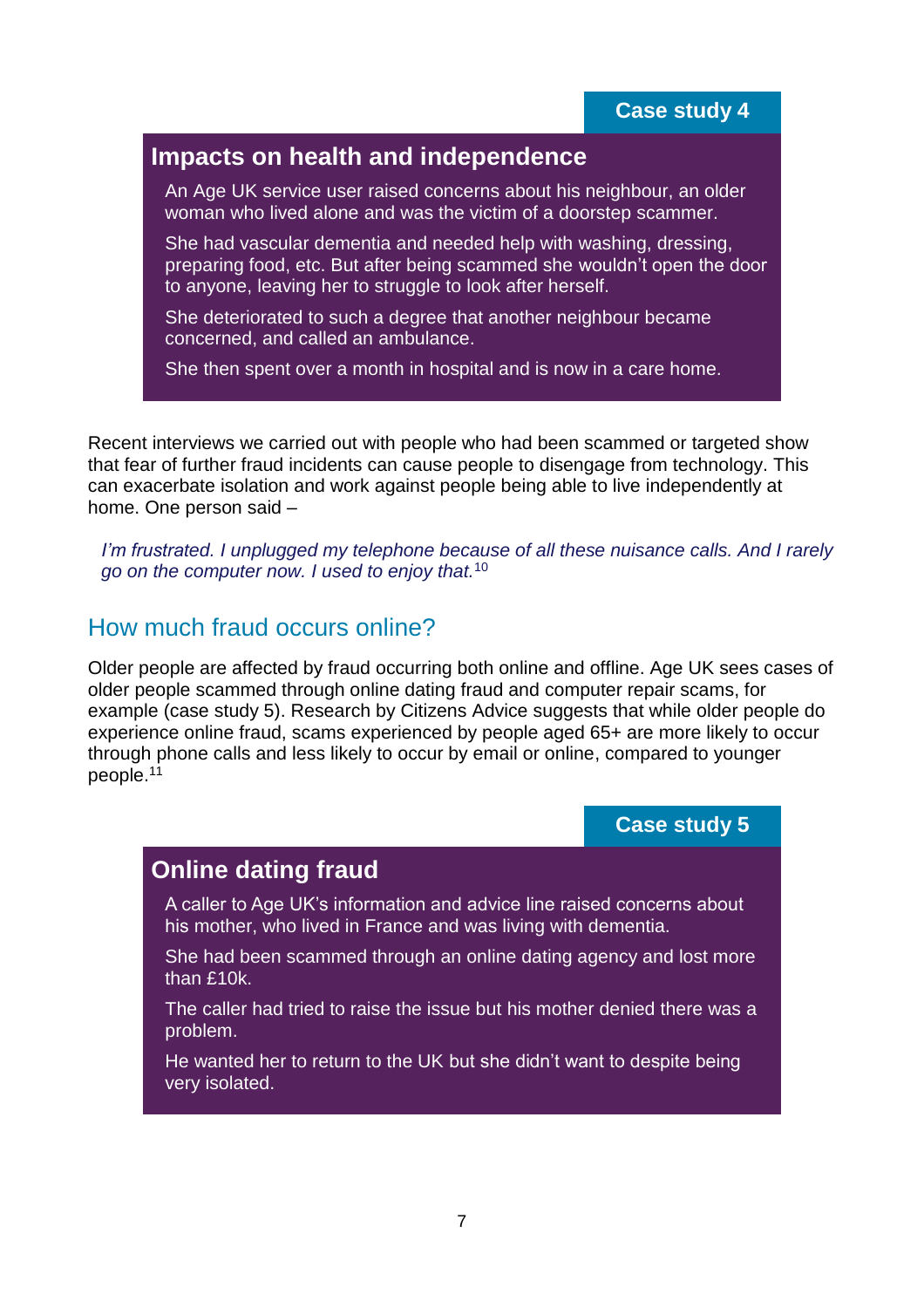**Case study 4**

### Impacts on health and independence

An Age UK service user raised concerns about his neighbour, an older woman who lived alone and was the victim of a doorstep scammer.

She had vascular dementia and needed help with washing, dressing, preparing food, etc. But after being scammed she wouldn't open the door to anyone, leaving her to struggle to look after herself.

She deteriorated to such a degree that another neighbour became concerned, and called an ambulance.

She then spent over a month in hospital and is now in a care home.

Recent interviews we carried out with people who had been scammed or targeted show that fear of further fraud incidents can cause people to disengage from technology. This can exacerbate isolation and work against people being able to live independently at home. One person said –

*I'm frustrated. I unplugged my telephone because of all these nuisance calls. And I rarely go on the computer now. I used to enjoy that.*[10]

## How much fraud occurs online?

Older people are affected by fraud occurring both online and offline. Age UK sees cases of older people scammed through online dating fraud and computer repair scams, for example (case study 5). Research by Citizens Advice suggests that while older people do experience online fraud, scams experienced by people aged 65+ are more likely to occur through phone calls and less likely to occur by email or online, compared to younger people.[11]

**Case study 5**

### Online dating fraud

A caller to Age UK's information and advice line raised concerns about his mother, who lived in France and was living with dementia.

She had been scammed through an online dating agency and lost more than £10k.

The caller had tried to raise the issue but his mother denied there was a problem.

He wanted her to return to the UK but she didn't want to despite being very isolated.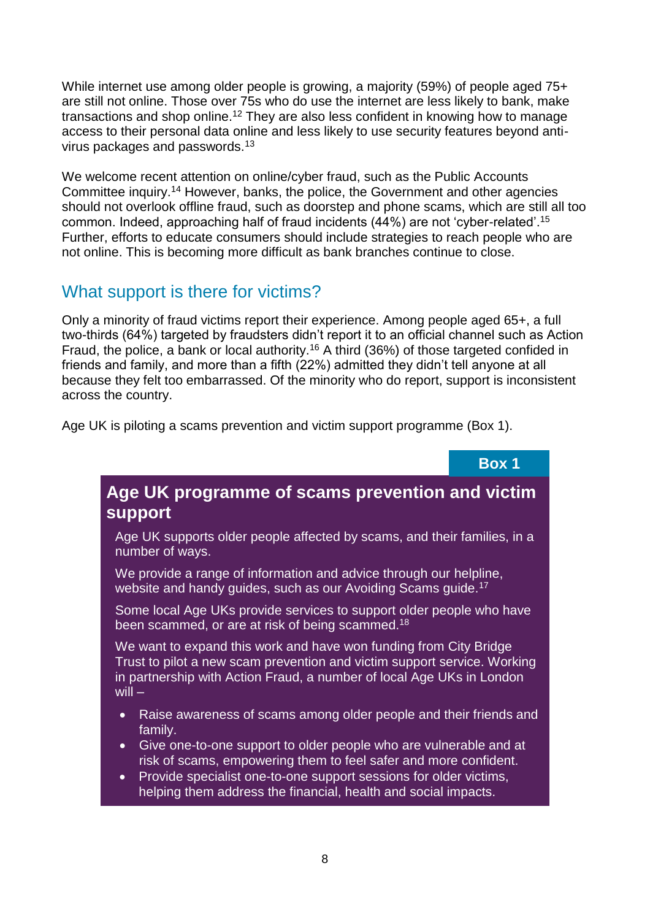While internet use among older people is growing, a majority (59%) of people aged 75+ are still not online. Those over 75s who do use the internet are less likely to bank, make transactions and shop online.[12] They are also less confident in knowing how to manage access to their personal data online and less likely to use security features beyond anti-virus packages and passwords.[13]

We welcome recent attention on online/cyber fraud, such as the Public Accounts Committee inquiry.[14] However, banks, the police, the Government and other agencies should not overlook offline fraud, such as doorstep and phone scams, which are still all too common. Indeed, approaching half of fraud incidents (44%) are not 'cyber-related'.[15] Further, efforts to educate consumers should include strategies to reach people who are not online. This is becoming more difficult as bank branches continue to close.

## What support is there for victims?

Only a minority of fraud victims report their experience. Among people aged 65+, a full two-thirds (64%) targeted by fraudsters didn't report it to an official channel such as Action Fraud, the police, a bank or local authority.[16] A third (36%) of those targeted confided in friends and family, and more than a fifth (22%) admitted they didn't tell anyone at all because they felt too embarrassed. Of the minority who do report, support is inconsistent across the country.

Age UK is piloting a scams prevention and victim support programme (Box 1).

**Box 1**

### Age UK programme of scams prevention and victim support

Age UK supports older people affected by scams, and their families, in a number of ways.

We provide a range of information and advice through our helpline, website and handy guides, such as our Avoiding Scams guide.[17]

Some local Age UKs provide services to support older people who have been scammed, or are at risk of being scammed.[18]

We want to expand this work and have won funding from City Bridge Trust to pilot a new scam prevention and victim support service. Working in partnership with Action Fraud, a number of local Age UKs in London will –

- Raise awareness of scams among older people and their friends and family.
- Give one-to-one support to older people who are vulnerable and at risk of scams, empowering them to feel safer and more confident.
- Provide specialist one-to-one support sessions for older victims, helping them address the financial, health and social impacts.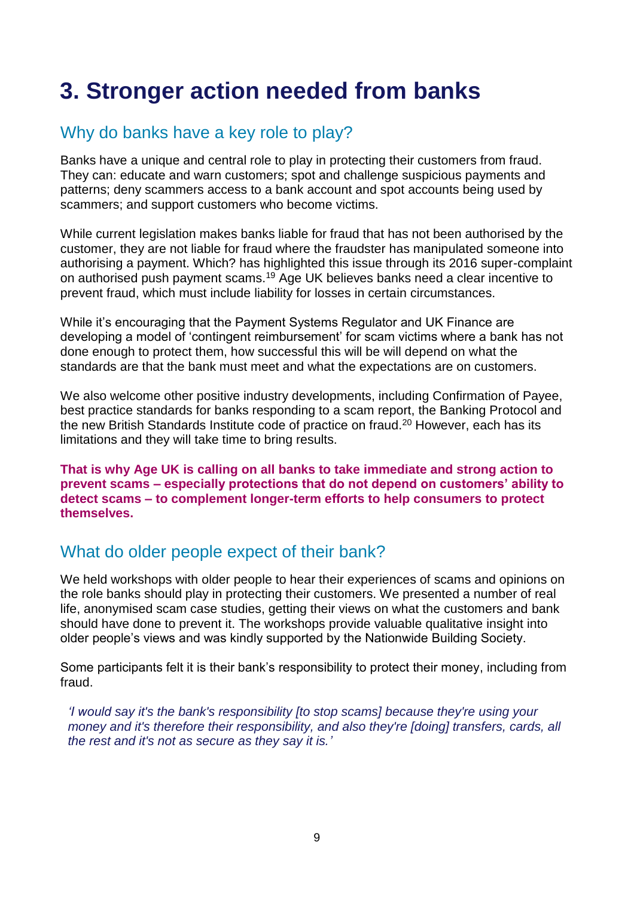# 3. Stronger action needed from banks

## Why do banks have a key role to play?

Banks have a unique and central role to play in protecting their customers from fraud. They can: educate and warn customers; spot and challenge suspicious payments and patterns; deny scammers access to a bank account and spot accounts being used by scammers; and support customers who become victims.

While current legislation makes banks liable for fraud that has not been authorised by the customer, they are not liable for fraud where the fraudster has manipulated someone into authorising a payment. Which? has highlighted this issue through its 2016 super-complaint on authorised push payment scams.[19] Age UK believes banks need a clear incentive to prevent fraud, which must include liability for losses in certain circumstances.

While it's encouraging that the Payment Systems Regulator and UK Finance are developing a model of 'contingent reimbursement' for scam victims where a bank has not done enough to protect them, how successful this will be will depend on what the standards are that the bank must meet and what the expectations are on customers.

We also welcome other positive industry developments, including Confirmation of Payee, best practice standards for banks responding to a scam report, the Banking Protocol and the new British Standards Institute code of practice on fraud.[20] However, each has its limitations and they will take time to bring results.

**That is why Age UK is calling on all banks to take immediate and strong action to prevent scams – especially protections that do not depend on customers' ability to detect scams – to complement longer-term efforts to help consumers to protect themselves.**

## What do older people expect of their bank?

We held workshops with older people to hear their experiences of scams and opinions on the role banks should play in protecting their customers. We presented a number of real life, anonymised scam case studies, getting their views on what the customers and bank should have done to prevent it. The workshops provide valuable qualitative insight into older people's views and was kindly supported by the Nationwide Building Society.

Some participants felt it is their bank's responsibility to protect their money, including from fraud.

> *'I would say it's the bank's responsibility [to stop scams] because they're using your money and it's therefore their responsibility, and also they're [doing] transfers, cards, all the rest and it's not as secure as they say it is.'*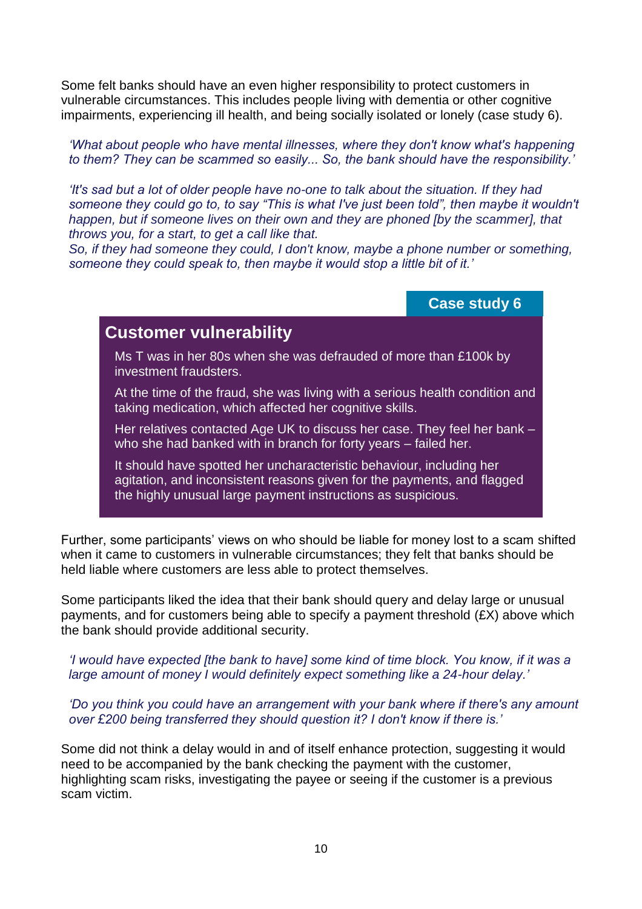Some felt banks should have an even higher responsibility to protect customers in vulnerable circumstances. This includes people living with dementia or other cognitive impairments, experiencing ill health, and being socially isolated or lonely (case study 6).

*'What about people who have mental illnesses, where they don't know what's happening to them? They can be scammed so easily... So, the bank should have the responsibility.'*

*'It's sad but a lot of older people have no-one to talk about the situation. If they had someone they could go to, to say "This is what I've just been told", then maybe it wouldn't happen, but if someone lives on their own and they are phoned [by the scammer], that throws you, for a start, to get a call like that.*
*So, if they had someone they could, I don't know, maybe a phone number or something, someone they could speak to, then maybe it would stop a little bit of it.'*

**Case study 6**

### Customer vulnerability

Ms T was in her 80s when she was defrauded of more than £100k by investment fraudsters.

At the time of the fraud, she was living with a serious health condition and taking medication, which affected her cognitive skills.

Her relatives contacted Age UK to discuss her case. They feel her bank – who she had banked with in branch for forty years – failed her.

It should have spotted her uncharacteristic behaviour, including her agitation, and inconsistent reasons given for the payments, and flagged the highly unusual large payment instructions as suspicious.

Further, some participants' views on who should be liable for money lost to a scam shifted when it came to customers in vulnerable circumstances; they felt that banks should be held liable where customers are less able to protect themselves.

Some participants liked the idea that their bank should query and delay large or unusual payments, and for customers being able to specify a payment threshold (£X) above which the bank should provide additional security.

*'I would have expected [the bank to have] some kind of time block. You know, if it was a large amount of money I would definitely expect something like a 24-hour delay.'*

*'Do you think you could have an arrangement with your bank where if there's any amount over £200 being transferred they should question it? I don't know if there is.'*

Some did not think a delay would in and of itself enhance protection, suggesting it would need to be accompanied by the bank checking the payment with the customer, highlighting scam risks, investigating the payee or seeing if the customer is a previous scam victim.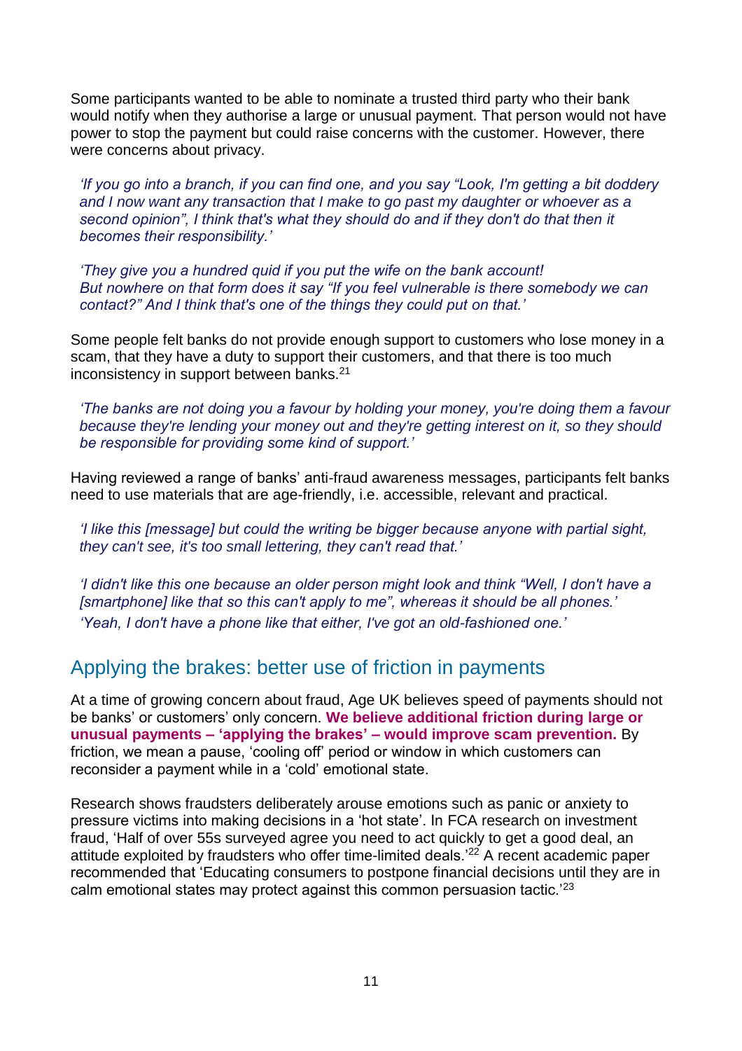Some participants wanted to be able to nominate a trusted third party who their bank would notify when they authorise a large or unusual payment. That person would not have power to stop the payment but could raise concerns with the customer. However, there were concerns about privacy.

> *'If you go into a branch, if you can find one, and you say "Look, I'm getting a bit doddery and I now want any transaction that I make to go past my daughter or whoever as a second opinion", I think that's what they should do and if they don't do that then it becomes their responsibility.'*

> *'They give you a hundred quid if you put the wife on the bank account! But nowhere on that form does it say "If you feel vulnerable is there somebody we can contact?" And I think that's one of the things they could put on that.'*

Some people felt banks do not provide enough support to customers who lose money in a scam, that they have a duty to support their customers, and that there is too much inconsistency in support between banks.[21]

> *'The banks are not doing you a favour by holding your money, you're doing them a favour because they're lending your money out and they're getting interest on it, so they should be responsible for providing some kind of support.'*

Having reviewed a range of banks' anti-fraud awareness messages, participants felt banks need to use materials that are age-friendly, i.e. accessible, relevant and practical.

> *'I like this [message] but could the writing be bigger because anyone with partial sight, they can't see, it's too small lettering, they can't read that.'*

> *'I didn't like this one because an older person might look and think "Well, I don't have a [smartphone] like that so this can't apply to me", whereas it should be all phones.'*
> *'Yeah, I don't have a phone like that either, I've got an old-fashioned one.'*

## Applying the brakes: better use of friction in payments

At a time of growing concern about fraud, Age UK believes speed of payments should not be banks' or customers' only concern. **We believe additional friction during large or unusual payments – 'applying the brakes' – would improve scam prevention.** By friction, we mean a pause, 'cooling off' period or window in which customers can reconsider a payment while in a 'cold' emotional state.

Research shows fraudsters deliberately arouse emotions such as panic or anxiety to pressure victims into making decisions in a 'hot state'. In FCA research on investment fraud, 'Half of over 55s surveyed agree you need to act quickly to get a good deal, an attitude exploited by fraudsters who offer time-limited deals.'[22] A recent academic paper recommended that 'Educating consumers to postpone financial decisions until they are in calm emotional states may protect against this common persuasion tactic.'[23]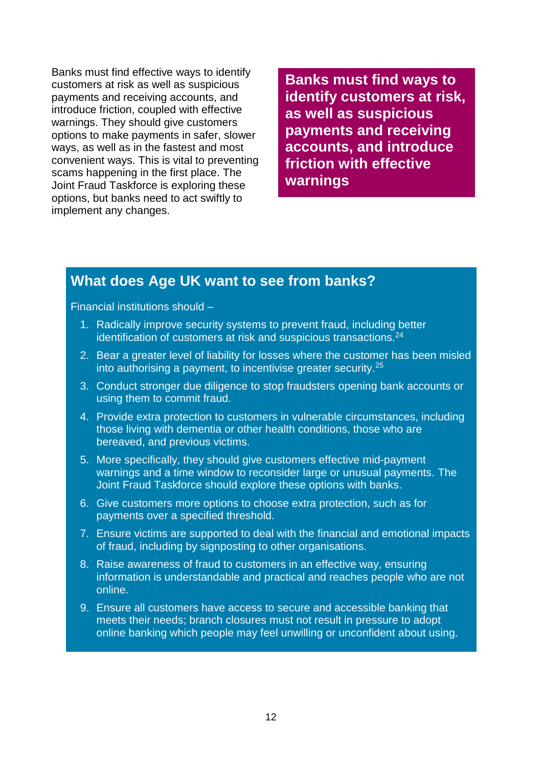Banks must find effective ways to identify customers at risk as well as suspicious payments and receiving accounts, and introduce friction, coupled with effective warnings. They should give customers options to make payments in safer, slower ways, as well as in the fastest and most convenient ways. This is vital to preventing scams happening in the first place. The Joint Fraud Taskforce is exploring these options, but banks need to act swiftly to implement any changes.

**Banks must find ways to identify customers at risk, as well as suspicious payments and receiving accounts, and introduce friction with effective warnings**

## What does Age UK want to see from banks?

Financial institutions should –

1. Radically improve security systems to prevent fraud, including better identification of customers at risk and suspicious transactions.[24]
2. Bear a greater level of liability for losses where the customer has been misled into authorising a payment, to incentivise greater security.[25]
3. Conduct stronger due diligence to stop fraudsters opening bank accounts or using them to commit fraud.
4. Provide extra protection to customers in vulnerable circumstances, including those living with dementia or other health conditions, those who are bereaved, and previous victims.
5. More specifically, they should give customers effective mid-payment warnings and a time window to reconsider large or unusual payments. The Joint Fraud Taskforce should explore these options with banks.
6. Give customers more options to choose extra protection, such as for payments over a specified threshold.
7. Ensure victims are supported to deal with the financial and emotional impacts of fraud, including by signposting to other organisations.
8. Raise awareness of fraud to customers in an effective way, ensuring information is understandable and practical and reaches people who are not online.
9. Ensure all customers have access to secure and accessible banking that meets their needs; branch closures must not result in pressure to adopt online banking which people may feel unwilling or unconfident about using.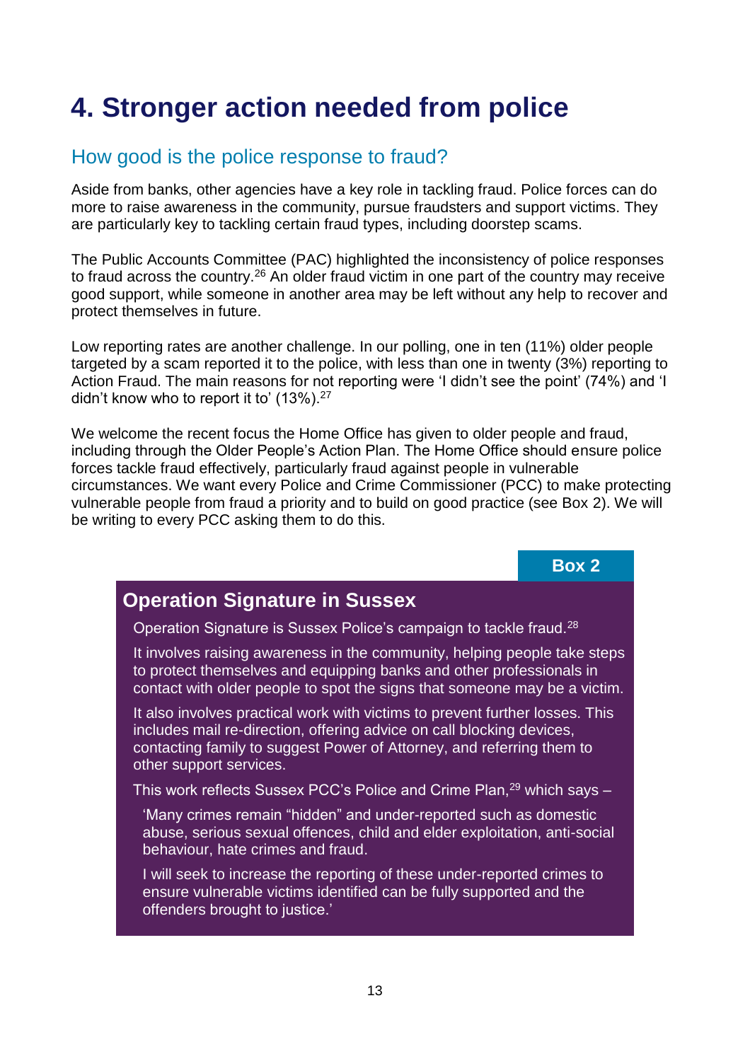# 4. Stronger action needed from police

## How good is the police response to fraud?

Aside from banks, other agencies have a key role in tackling fraud. Police forces can do more to raise awareness in the community, pursue fraudsters and support victims. They are particularly key to tackling certain fraud types, including doorstep scams.

The Public Accounts Committee (PAC) highlighted the inconsistency of police responses to fraud across the country.[26] An older fraud victim in one part of the country may receive good support, while someone in another area may be left without any help to recover and protect themselves in future.

Low reporting rates are another challenge. In our polling, one in ten (11%) older people targeted by a scam reported it to the police, with less than one in twenty (3%) reporting to Action Fraud. The main reasons for not reporting were 'I didn't see the point' (74%) and 'I didn't know who to report it to' (13%).[27]

We welcome the recent focus the Home Office has given to older people and fraud, including through the Older People's Action Plan. The Home Office should ensure police forces tackle fraud effectively, particularly fraud against people in vulnerable circumstances. We want every Police and Crime Commissioner (PCC) to make protecting vulnerable people from fraud a priority and to build on good practice (see Box 2). We will be writing to every PCC asking them to do this.

**Box 2**

### Operation Signature in Sussex

Operation Signature is Sussex Police's campaign to tackle fraud.[28]

It involves raising awareness in the community, helping people take steps to protect themselves and equipping banks and other professionals in contact with older people to spot the signs that someone may be a victim.

It also involves practical work with victims to prevent further losses. This includes mail re-direction, offering advice on call blocking devices, contacting family to suggest Power of Attorney, and referring them to other support services.

This work reflects Sussex PCC's Police and Crime Plan,[29] which says –

> 'Many crimes remain "hidden" and under-reported such as domestic abuse, serious sexual offences, child and elder exploitation, anti-social behaviour, hate crimes and fraud.
>
> I will seek to increase the reporting of these under-reported crimes to ensure vulnerable victims identified can be fully supported and the offenders brought to justice.'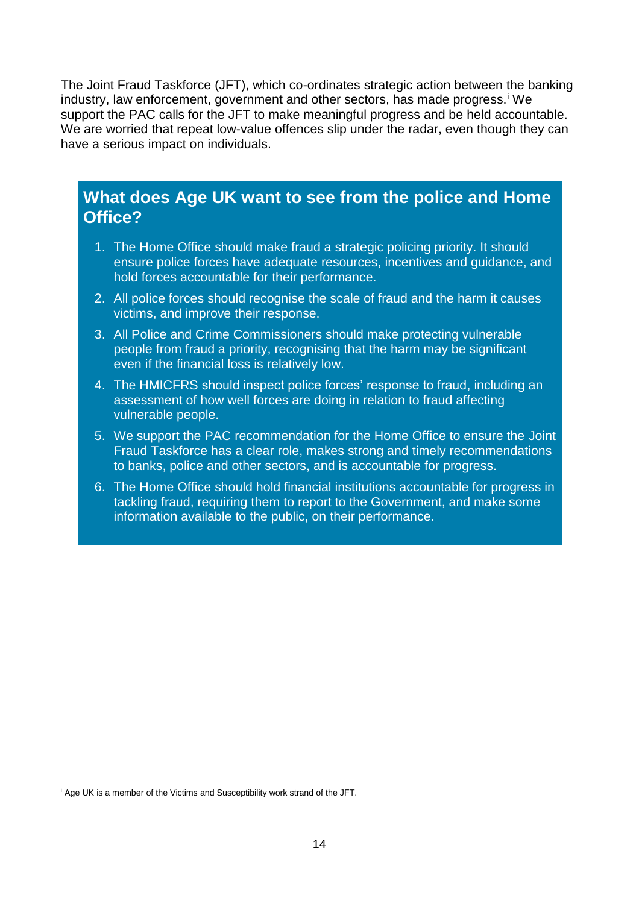The Joint Fraud Taskforce (JFT), which co-ordinates strategic action between the banking industry, law enforcement, government and other sectors, has made progress.[i] We support the PAC calls for the JFT to make meaningful progress and be held accountable. We are worried that repeat low-value offences slip under the radar, even though they can have a serious impact on individuals.

## What does Age UK want to see from the police and Home Office?

1. The Home Office should make fraud a strategic policing priority. It should ensure police forces have adequate resources, incentives and guidance, and hold forces accountable for their performance.
2. All police forces should recognise the scale of fraud and the harm it causes victims, and improve their response.
3. All Police and Crime Commissioners should make protecting vulnerable people from fraud a priority, recognising that the harm may be significant even if the financial loss is relatively low.
4. The HMICFRS should inspect police forces' response to fraud, including an assessment of how well forces are doing in relation to fraud affecting vulnerable people.
5. We support the PAC recommendation for the Home Office to ensure the Joint Fraud Taskforce has a clear role, makes strong and timely recommendations to banks, police and other sectors, and is accountable for progress.
6. The Home Office should hold financial institutions accountable for progress in tackling fraud, requiring them to report to the Government, and make some information available to the public, on their performance.

---

[i] Age UK is a member of the Victims and Susceptibility work strand of the JFT.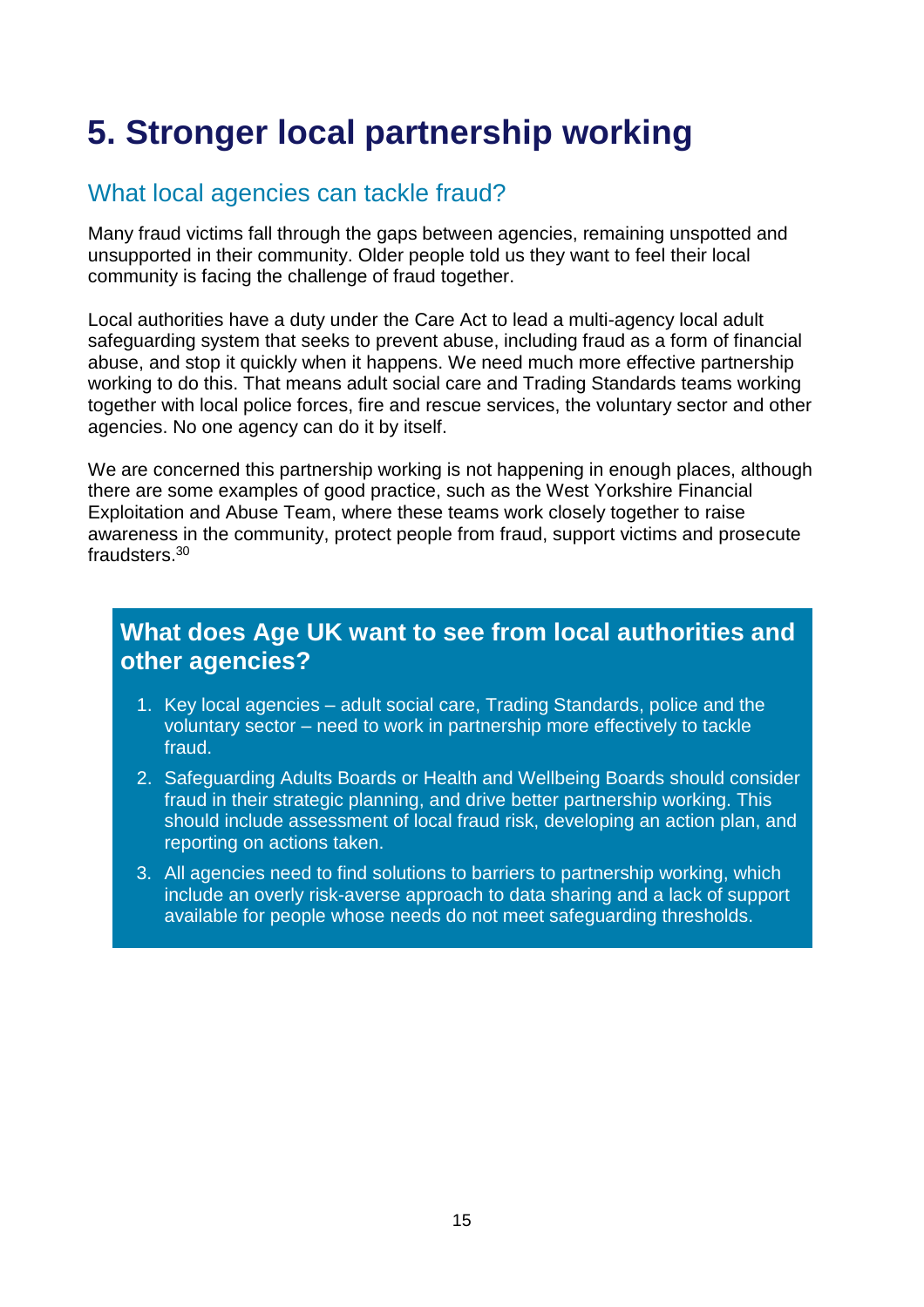# 5. Stronger local partnership working

## What local agencies can tackle fraud?

Many fraud victims fall through the gaps between agencies, remaining unspotted and unsupported in their community. Older people told us they want to feel their local community is facing the challenge of fraud together.

Local authorities have a duty under the Care Act to lead a multi-agency local adult safeguarding system that seeks to prevent abuse, including fraud as a form of financial abuse, and stop it quickly when it happens. We need much more effective partnership working to do this. That means adult social care and Trading Standards teams working together with local police forces, fire and rescue services, the voluntary sector and other agencies. No one agency can do it by itself.

We are concerned this partnership working is not happening in enough places, although there are some examples of good practice, such as the West Yorkshire Financial Exploitation and Abuse Team, where these teams work closely together to raise awareness in the community, protect people from fraud, support victims and prosecute fraudsters.[30]

### What does Age UK want to see from local authorities and other agencies?

1. Key local agencies – adult social care, Trading Standards, police and the voluntary sector – need to work in partnership more effectively to tackle fraud.
2. Safeguarding Adults Boards or Health and Wellbeing Boards should consider fraud in their strategic planning, and drive better partnership working. This should include assessment of local fraud risk, developing an action plan, and reporting on actions taken.
3. All agencies need to find solutions to barriers to partnership working, which include an overly risk-averse approach to data sharing and a lack of support available for people whose needs do not meet safeguarding thresholds.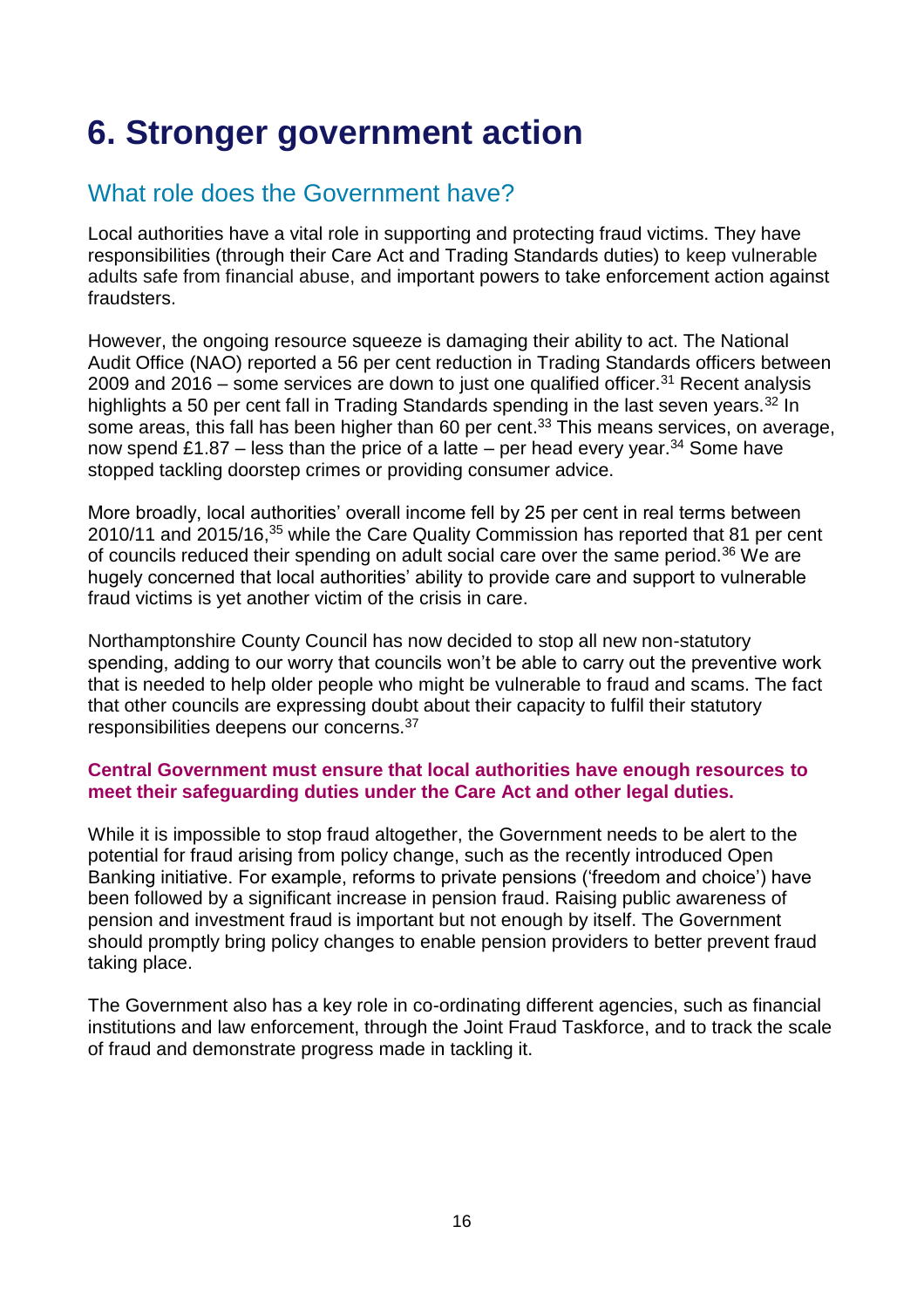# 6. Stronger government action

## What role does the Government have?

Local authorities have a vital role in supporting and protecting fraud victims. They have responsibilities (through their Care Act and Trading Standards duties) to keep vulnerable adults safe from financial abuse, and important powers to take enforcement action against fraudsters.

However, the ongoing resource squeeze is damaging their ability to act. The National Audit Office (NAO) reported a 56 per cent reduction in Trading Standards officers between 2009 and 2016 – some services are down to just one qualified officer.[31] Recent analysis highlights a 50 per cent fall in Trading Standards spending in the last seven years.[32] In some areas, this fall has been higher than 60 per cent.[33] This means services, on average, now spend £1.87 – less than the price of a latte – per head every year.[34] Some have stopped tackling doorstep crimes or providing consumer advice.

More broadly, local authorities' overall income fell by 25 per cent in real terms between 2010/11 and 2015/16,[35] while the Care Quality Commission has reported that 81 per cent of councils reduced their spending on adult social care over the same period.[36] We are hugely concerned that local authorities' ability to provide care and support to vulnerable fraud victims is yet another victim of the crisis in care.

Northamptonshire County Council has now decided to stop all new non-statutory spending, adding to our worry that councils won't be able to carry out the preventive work that is needed to help older people who might be vulnerable to fraud and scams. The fact that other councils are expressing doubt about their capacity to fulfil their statutory responsibilities deepens our concerns.[37]

**Central Government must ensure that local authorities have enough resources to meet their safeguarding duties under the Care Act and other legal duties.**

While it is impossible to stop fraud altogether, the Government needs to be alert to the potential for fraud arising from policy change, such as the recently introduced Open Banking initiative. For example, reforms to private pensions ('freedom and choice') have been followed by a significant increase in pension fraud. Raising public awareness of pension and investment fraud is important but not enough by itself. The Government should promptly bring policy changes to enable pension providers to better prevent fraud taking place.

The Government also has a key role in co-ordinating different agencies, such as financial institutions and law enforcement, through the Joint Fraud Taskforce, and to track the scale of fraud and demonstrate progress made in tackling it.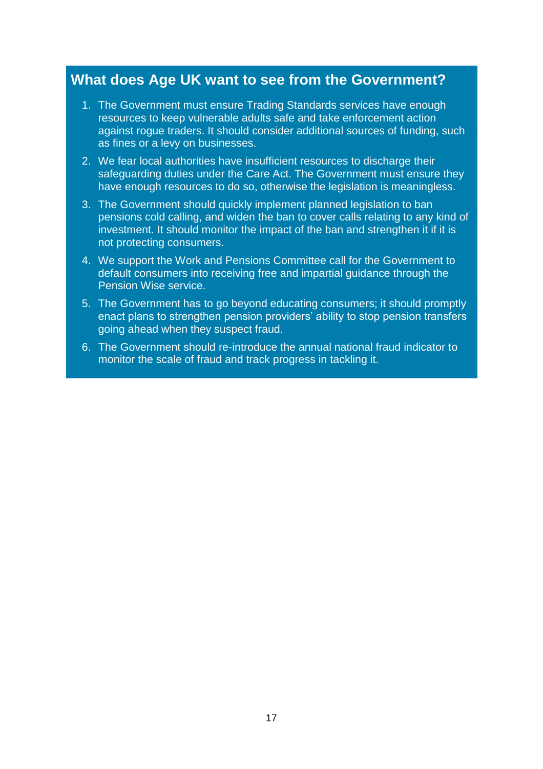## What does Age UK want to see from the Government?

1. The Government must ensure Trading Standards services have enough resources to keep vulnerable adults safe and take enforcement action against rogue traders. It should consider additional sources of funding, such as fines or a levy on businesses.
2. We fear local authorities have insufficient resources to discharge their safeguarding duties under the Care Act. The Government must ensure they have enough resources to do so, otherwise the legislation is meaningless.
3. The Government should quickly implement planned legislation to ban pensions cold calling, and widen the ban to cover calls relating to any kind of investment. It should monitor the impact of the ban and strengthen it if it is not protecting consumers.
4. We support the Work and Pensions Committee call for the Government to default consumers into receiving free and impartial guidance through the Pension Wise service.
5. The Government has to go beyond educating consumers; it should promptly enact plans to strengthen pension providers' ability to stop pension transfers going ahead when they suspect fraud.
6. The Government should re-introduce the annual national fraud indicator to monitor the scale of fraud and track progress in tackling it.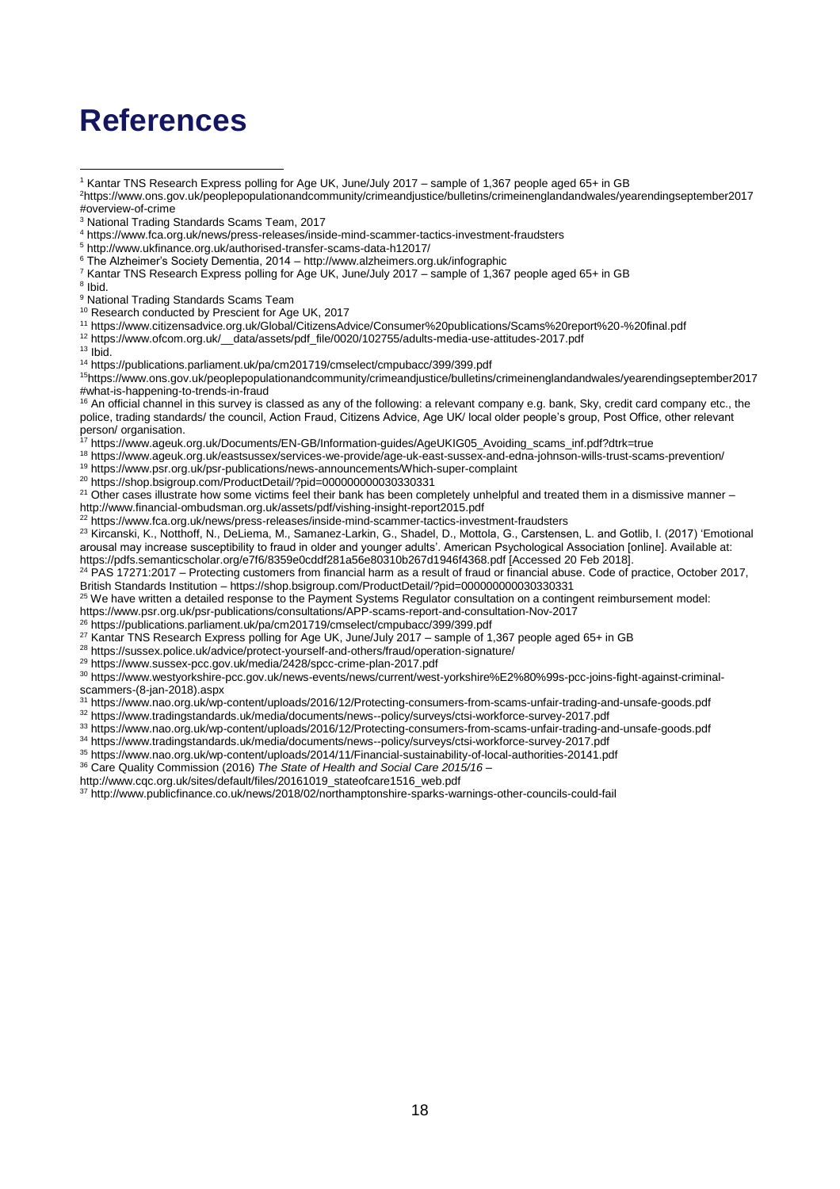# References

[1] Kantar TNS Research Express polling for Age UK, June/July 2017 – sample of 1,367 people aged 65+ in GB

[2] https://www.ons.gov.uk/peoplepopulationandcommunity/crimeandjustice/bulletins/crimeinenglandandwales/yearendingseptember2017#overview-of-crime

[3] National Trading Standards Scams Team, 2017

[4] https://www.fca.org.uk/news/press-releases/inside-mind-scammer-tactics-investment-fraudsters

[5] http://www.ukfinance.org.uk/authorised-transfer-scams-data-h12017/

[6] The Alzheimer's Society Dementia, 2014 – http://www.alzheimers.org.uk/infographic

[7] Kantar TNS Research Express polling for Age UK, June/July 2017 – sample of 1,367 people aged 65+ in GB

[8] Ibid.

[9] National Trading Standards Scams Team

[10] Research conducted by Prescient for Age UK, 2017

[11] https://www.citizensadvice.org.uk/Global/CitizensAdvice/Consumer%20publications/Scams%20report%20-%20final.pdf

[12] https://www.ofcom.org.uk/__data/assets/pdf_file/0020/102755/adults-media-use-attitudes-2017.pdf

[13] Ibid.

[14] https://publications.parliament.uk/pa/cm201719/cmselect/cmpubacc/399/399.pdf

[15] https://www.ons.gov.uk/peoplepopulationandcommunity/crimeandjustice/bulletins/crimeinenglandandwales/yearendingseptember2017#what-is-happening-to-trends-in-fraud

[16] An official channel in this survey is classed as any of the following: a relevant company e.g. bank, Sky, credit card company etc., the police, trading standards/ the council, Action Fraud, Citizens Advice, Age UK/ local older people's group, Post Office, other relevant person/ organisation.

[17] https://www.ageuk.org.uk/Documents/EN-GB/Information-guides/AgeUKIG05_Avoiding_scams_inf.pdf?dtrk=true

[18] https://www.ageuk.org.uk/eastsussex/services-we-provide/age-uk-east-sussex-and-edna-johnson-wills-trust-scams-prevention/

[19] https://www.psr.org.uk/psr-publications/news-announcements/Which-super-complaint

[20] https://shop.bsigroup.com/ProductDetail/?pid=000000000030330331

[21] Other cases illustrate how some victims feel their bank has been completely unhelpful and treated them in a dismissive manner – http://www.financial-ombudsman.org.uk/assets/pdf/vishing-insight-report2015.pdf

[22] https://www.fca.org.uk/news/press-releases/inside-mind-scammer-tactics-investment-fraudsters

[23] Kircanski, K., Notthoff, N., DeLiema, M., Samanez-Larkin, G., Shadel, D., Mottola, G., Carstensen, L. and Gotlib, I. (2017) 'Emotional arousal may increase susceptibility to fraud in older and younger adults'. American Psychological Association [online]. Available at: https://pdfs.semanticscholar.org/e7f6/8359e0cddf281a56e80310b267d1946f4368.pdf [Accessed 20 Feb 2018].

[24] PAS 17271:2017 – Protecting customers from financial harm as a result of fraud or financial abuse. Code of practice, October 2017, British Standards Institution – https://shop.bsigroup.com/ProductDetail/?pid=000000000030330331

[25] We have written a detailed response to the Payment Systems Regulator consultation on a contingent reimbursement model: https://www.psr.org.uk/psr-publications/consultations/APP-scams-report-and-consultation-Nov-2017

[26] https://publications.parliament.uk/pa/cm201719/cmselect/cmpubacc/399/399.pdf

[27] Kantar TNS Research Express polling for Age UK, June/July 2017 – sample of 1,367 people aged 65+ in GB

[28] https://sussex.police.uk/advice/protect-yourself-and-others/fraud/operation-signature/

[29] https://www.sussex-pcc.gov.uk/media/2428/spcc-crime-plan-2017.pdf

[30] https://www.westyorkshire-pcc.gov.uk/news-events/news/current/west-yorkshire%E2%80%99s-pcc-joins-fight-against-criminal-scammers-(8-jan-2018).aspx

[31] https://www.nao.org.uk/wp-content/uploads/2016/12/Protecting-consumers-from-scams-unfair-trading-and-unsafe-goods.pdf

[32] https://www.tradingstandards.uk/media/documents/news--policy/surveys/ctsi-workforce-survey-2017.pdf

[33] https://www.nao.org.uk/wp-content/uploads/2016/12/Protecting-consumers-from-scams-unfair-trading-and-unsafe-goods.pdf

[34] https://www.tradingstandards.uk/media/documents/news--policy/surveys/ctsi-workforce-survey-2017.pdf

[35] https://www.nao.org.uk/wp-content/uploads/2014/11/Financial-sustainability-of-local-authorities-20141.pdf

[36] Care Quality Commission (2016) *The State of Health and Social Care 2015/16* – http://www.cqc.org.uk/sites/default/files/20161019_stateofcare1516_web.pdf

[37] http://www.publicfinance.co.uk/news/2018/02/northamptonshire-sparks-warnings-other-councils-could-fail